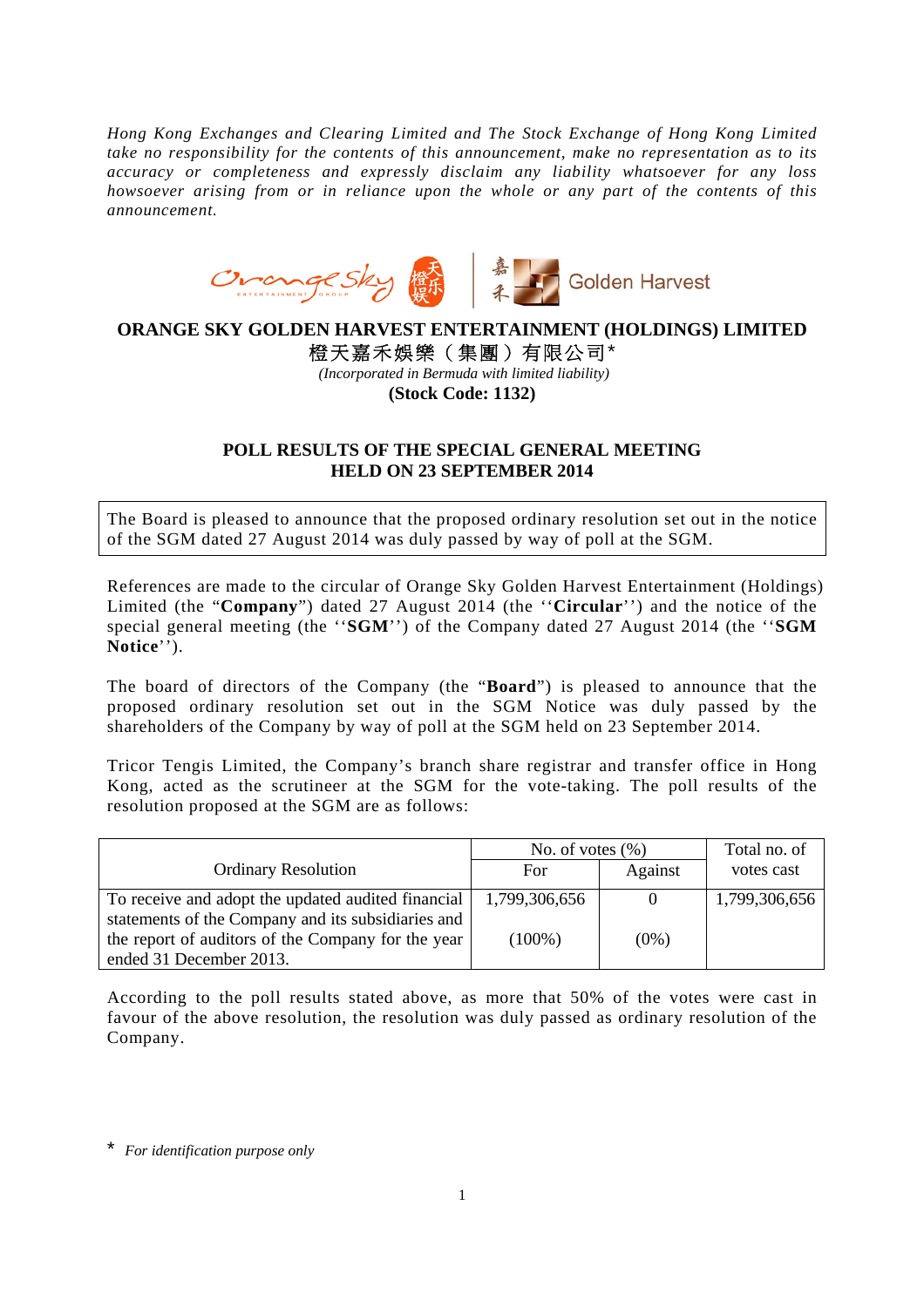*Hong Kong Exchanges and Clearing Limited and The Stock Exchange of Hong Kong Limited take no responsibility for the contents of this announcement, make no representation as to its accuracy or completeness and expressly disclaim any liability whatsoever for any loss howsoever arising from or in reliance upon the whole or any part of the contents of this announcement.*

# ORANGE SKY GOLDEN HARVEST ENTERTAINMENT (HOLDINGS) LIMITED

# 橙天嘉禾娛樂（集團）有限公司*

*(Incorporated in Bermuda with limited liability)*

**(Stock Code: 1132)**

## POLL RESULTS OF THE SPECIAL GENERAL MEETING HELD ON 23 SEPTEMBER 2014

The Board is pleased to announce that the proposed ordinary resolution set out in the notice of the SGM dated 27 August 2014 was duly passed by way of poll at the SGM.

References are made to the circular of Orange Sky Golden Harvest Entertainment (Holdings) Limited (the "**Company**") dated 27 August 2014 (the ''**Circular**'') and the notice of the special general meeting (the ''**SGM**'') of the Company dated 27 August 2014 (the ''**SGM Notice**'').

The board of directors of the Company (the "**Board**") is pleased to announce that the proposed ordinary resolution set out in the SGM Notice was duly passed by the shareholders of the Company by way of poll at the SGM held on 23 September 2014.

Tricor Tengis Limited, the Company's branch share registrar and transfer office in Hong Kong, acted as the scrutineer at the SGM for the vote-taking. The poll results of the resolution proposed at the SGM are as follows:

| Ordinary Resolution | No. of votes (%) | | Total no. of votes cast |
|---|---|---|---|
| | For | Against | |
| To receive and adopt the updated audited financial statements of the Company and its subsidiaries and the report of auditors of the Company for the year ended 31 December 2013. | 1,799,306,656 (100%) | 0 (0%) | 1,799,306,656 |

According to the poll results stated above, as more that 50% of the votes were cast in favour of the above resolution, the resolution was duly passed as ordinary resolution of the Company.

\* *For identification purpose only*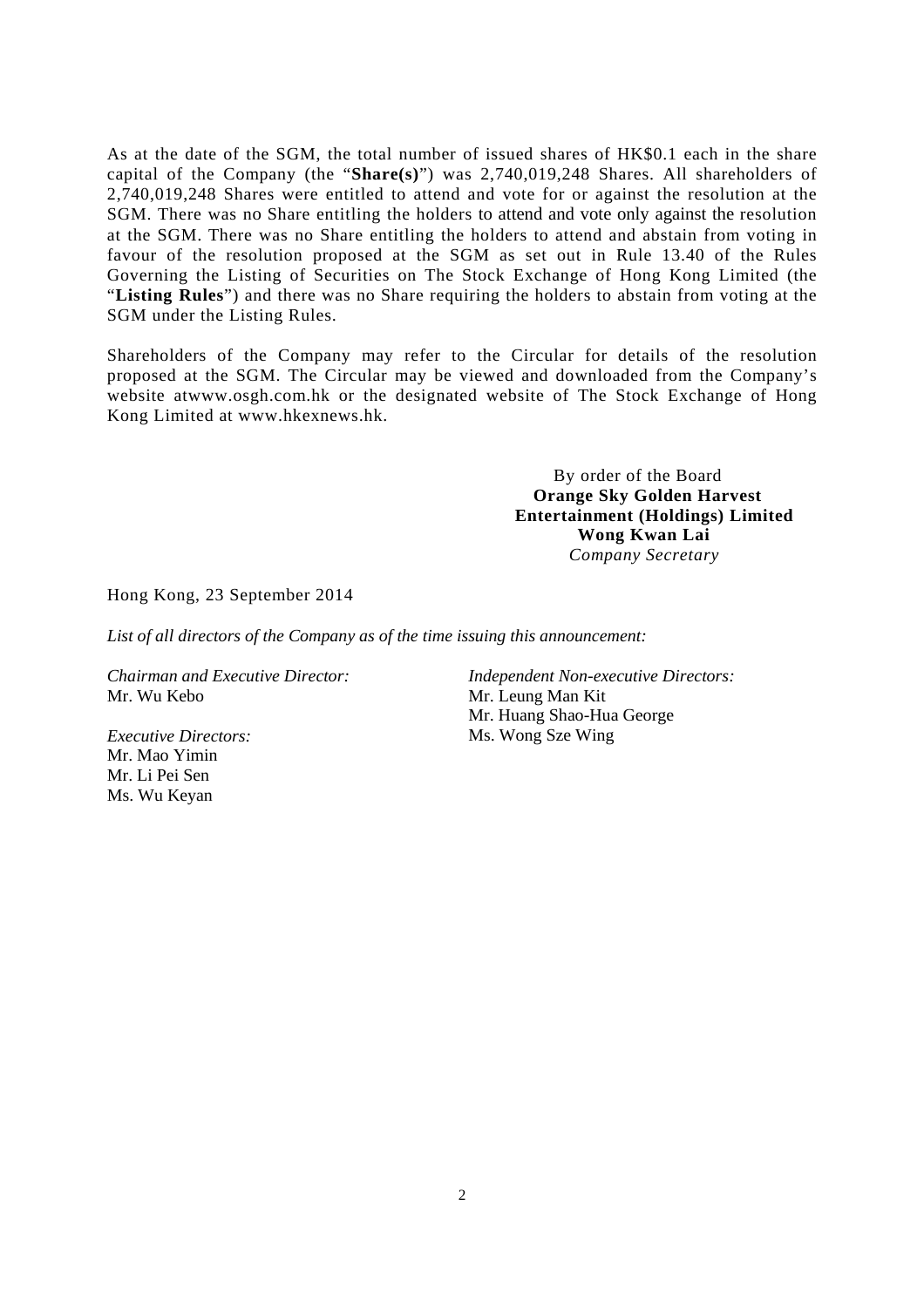As at the date of the SGM, the total number of issued shares of HK$0.1 each in the share capital of the Company (the "**Share(s)**") was 2,740,019,248 Shares. All shareholders of 2,740,019,248 Shares were entitled to attend and vote for or against the resolution at the SGM. There was no Share entitling the holders to attend and vote only against the resolution at the SGM. There was no Share entitling the holders to attend and abstain from voting in favour of the resolution proposed at the SGM as set out in Rule 13.40 of the Rules Governing the Listing of Securities on The Stock Exchange of Hong Kong Limited (the "**Listing Rules**") and there was no Share requiring the holders to abstain from voting at the SGM under the Listing Rules.

Shareholders of the Company may refer to the Circular for details of the resolution proposed at the SGM. The Circular may be viewed and downloaded from the Company's website atwww.osgh.com.hk or the designated website of The Stock Exchange of Hong Kong Limited at www.hkexnews.hk.

By order of the Board
**Orange Sky Golden Harvest Entertainment (Holdings) Limited**
**Wong Kwan Lai**
*Company Secretary*

Hong Kong, 23 September 2014

*List of all directors of the Company as of the time issuing this announcement:*

*Chairman and Executive Director:*
Mr. Wu Kebo

*Executive Directors:*
Mr. Mao Yimin
Mr. Li Pei Sen
Ms. Wu Keyan

*Independent Non-executive Directors:*
Mr. Leung Man Kit
Mr. Huang Shao-Hua George
Ms. Wong Sze Wing